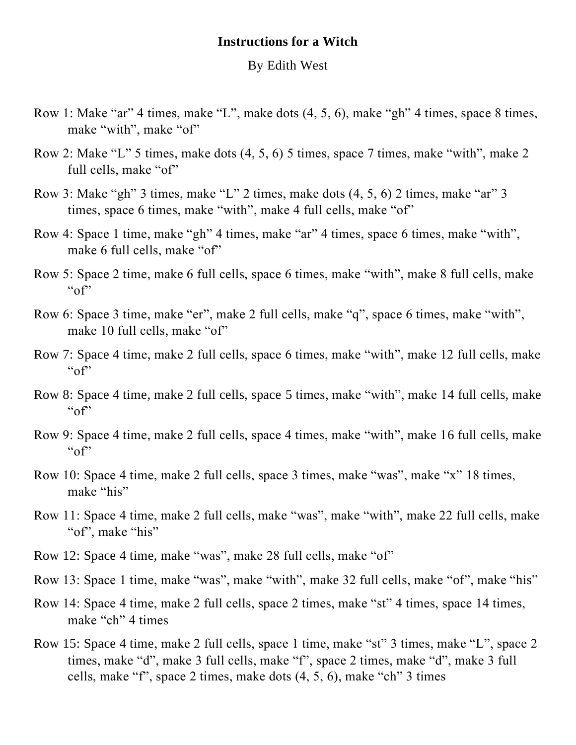**Instructions for a Witch**

By Edith West

Row 1: Make “ar” 4 times, make “L”, make dots (4, 5, 6), make “gh” 4 times, space 8 times, make “with”, make “of”

Row 2: Make “L” 5 times, make dots (4, 5, 6) 5 times, space 7 times, make “with”, make 2 full cells, make “of”

Row 3: Make “gh” 3 times, make “L” 2 times, make dots (4, 5, 6) 2 times, make “ar” 3 times, space 6 times, make “with”, make 4 full cells, make “of”

Row 4: Space 1 time, make “gh” 4 times, make “ar” 4 times, space 6 times, make “with”, make 6 full cells, make “of”

Row 5: Space 2 time, make 6 full cells, space 6 times, make “with”, make 8 full cells, make “of”

Row 6: Space 3 time, make “er”, make 2 full cells, make “q”, space 6 times, make “with”, make 10 full cells, make “of”

Row 7: Space 4 time, make 2 full cells, space 6 times, make “with”, make 12 full cells, make “of”

Row 8: Space 4 time, make 2 full cells, space 5 times, make “with”, make 14 full cells, make “of”

Row 9: Space 4 time, make 2 full cells, space 4 times, make “with”, make 16 full cells, make “of”

Row 10: Space 4 time, make 2 full cells, space 3 times, make “was”, make “x” 18 times, make “his”

Row 11: Space 4 time, make 2 full cells, make “was”, make “with”, make 22 full cells, make “of”, make “his”

Row 12: Space 4 time, make “was”, make 28 full cells, make “of”

Row 13: Space 1 time, make “was”, make “with”, make 32 full cells, make “of”, make “his”

Row 14: Space 4 time, make 2 full cells, space 2 times, make “st” 4 times, space 14 times, make “ch” 4 times

Row 15: Space 4 time, make 2 full cells, space 1 time, make “st” 3 times, make “L”, space 2 times, make “d”, make 3 full cells, make “f”, space 2 times, make “d”, make 3 full cells, make “f”, space 2 times, make dots (4, 5, 6), make “ch” 3 times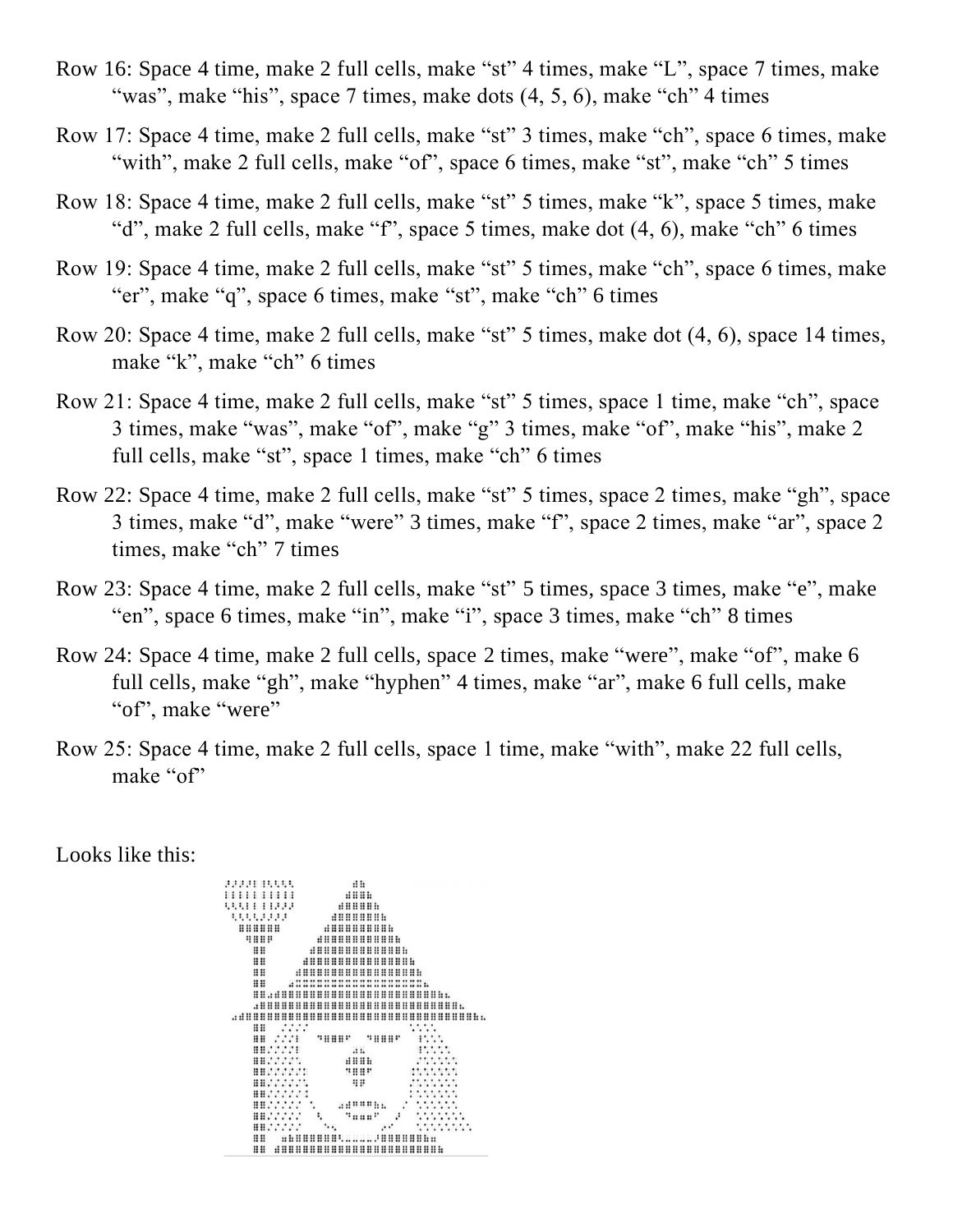Row 16: Space 4 time, make 2 full cells, make “st” 4 times, make “L”, space 7 times, make “was”, make “his”, space 7 times, make dots (4, 5, 6), make “ch” 4 times

Row 17: Space 4 time, make 2 full cells, make “st” 3 times, make “ch”, space 6 times, make “with”, make 2 full cells, make “of”, space 6 times, make “st”, make “ch” 5 times

Row 18: Space 4 time, make 2 full cells, make “st” 5 times, make “k”, space 5 times, make “d”, make 2 full cells, make “f”, space 5 times, make dot (4, 6), make “ch” 6 times

Row 19: Space 4 time, make 2 full cells, make “st” 5 times, make “ch”, space 6 times, make “er”, make “q”, space 6 times, make “st”, make “ch” 6 times

Row 20: Space 4 time, make 2 full cells, make “st” 5 times, make dot (4, 6), space 14 times, make “k”, make “ch” 6 times

Row 21: Space 4 time, make 2 full cells, make “st” 5 times, space 1 time, make “ch”, space 3 times, make “was”, make “of”, make “g” 3 times, make “of”, make “his”, make 2 full cells, make “st”, space 1 times, make “ch” 6 times

Row 22: Space 4 time, make 2 full cells, make “st” 5 times, space 2 times, make “gh”, space 3 times, make “d”, make “were” 3 times, make “f”, space 2 times, make “ar”, space 2 times, make “ch” 7 times

Row 23: Space 4 time, make 2 full cells, make “st” 5 times, space 3 times, make “e”, make “en”, space 6 times, make “in”, make “i”, space 3 times, make “ch” 8 times

Row 24: Space 4 time, make 2 full cells, space 2 times, make “were”, make “of”, make 6 full cells, make “gh”, make “hyphen” 4 times, make “ar”, make 6 full cells, make “of”, make “were”

Row 25: Space 4 time, make 2 full cells, space 1 time, make “with”, make 22 full cells, make “of”

Looks like this: